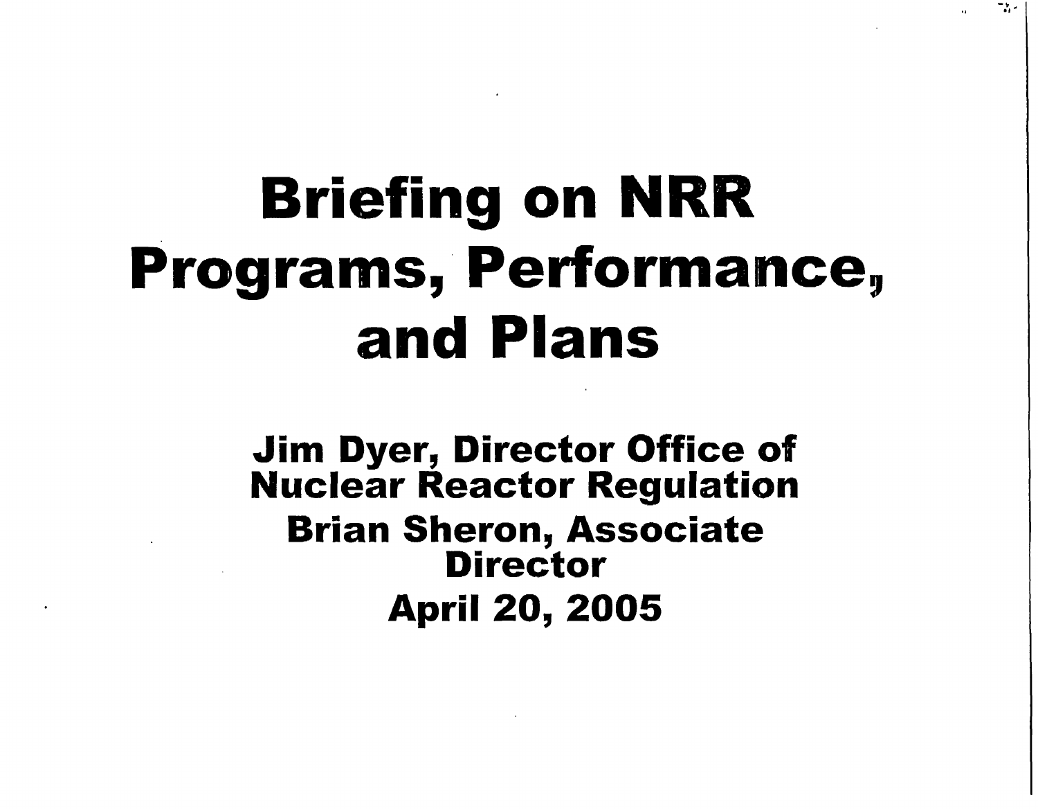# Briefing on NRR Programs, Performance, and Plans

**Jim Dyer, Director Office of Nuclear Reactor Regulation**

**Brian Sheron, Associate Director**

**April 20, 2005**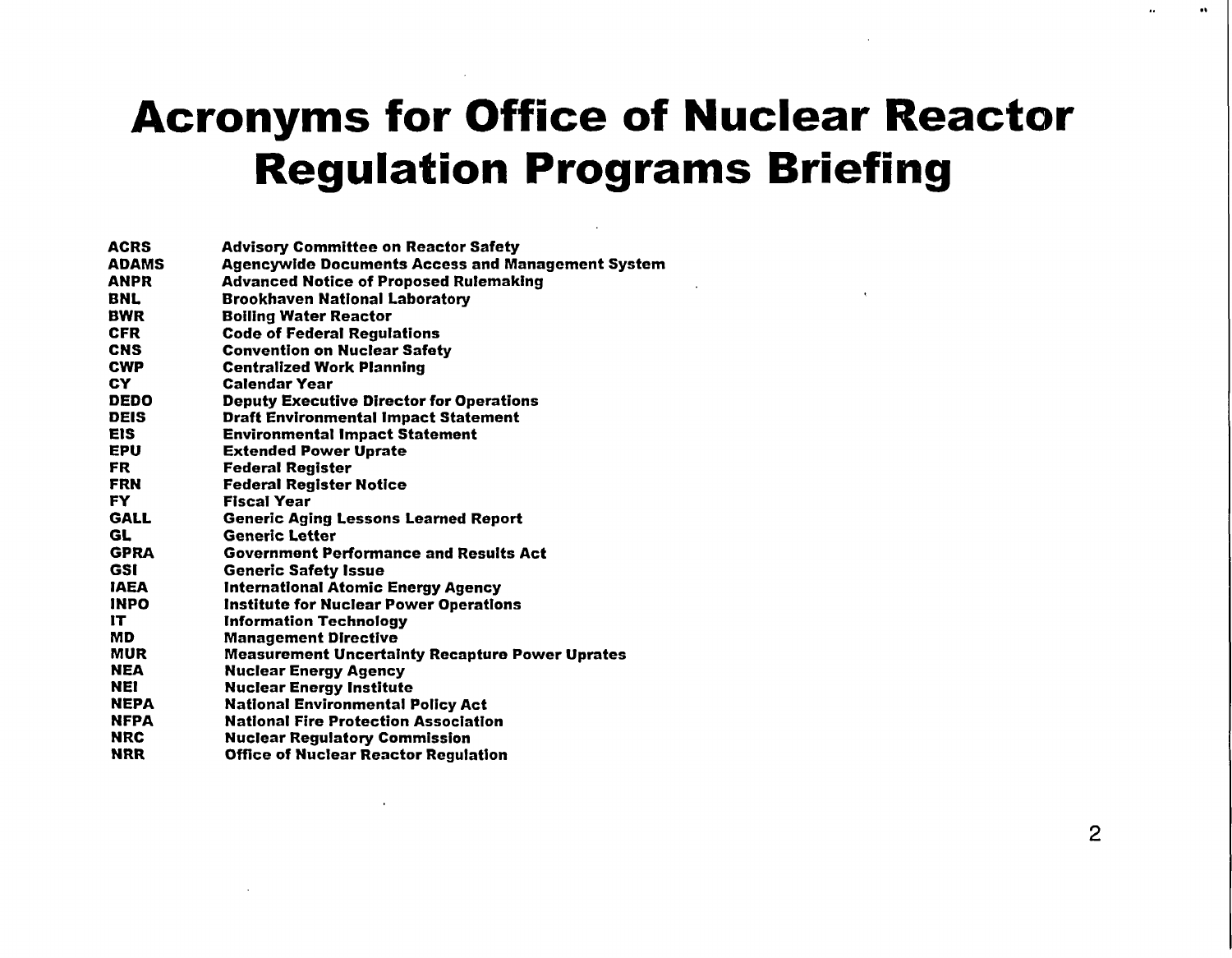# Acronyms for Office of Nuclear Reactor Regulation Programs Briefing

| | |
|---|---|
| ACRS | Advisory Committee on Reactor Safety |
| ADAMS | Agencywide Documents Access and Management System |
| ANPR | Advanced Notice of Proposed Rulemaking |
| BNL | Brookhaven National Laboratory |
| BWR | Boiling Water Reactor |
| CFR | Code of Federal Regulations |
| CNS | Convention on Nuclear Safety |
| CWP | Centralized Work Planning |
| CY | Calendar Year |
| DEDO | Deputy Executive Director for Operations |
| DEIS | Draft Environmental Impact Statement |
| EIS | Environmental Impact Statement |
| EPU | Extended Power Uprate |
| FR | Federal Register |
| FRN | Federal Register Notice |
| FY | Fiscal Year |
| GALL | Generic Aging Lessons Learned Report |
| GL | Generic Letter |
| GPRA | Government Performance and Results Act |
| GSI | Generic Safety Issue |
| IAEA | International Atomic Energy Agency |
| INPO | Institute for Nuclear Power Operations |
| IT | Information Technology |
| MD | Management Directive |
| MUR | Measurement Uncertainty Recapture Power Uprates |
| NEA | Nuclear Energy Agency |
| NEI | Nuclear Energy Institute |
| NEPA | National Environmental Policy Act |
| NFPA | National Fire Protection Association |
| NRC | Nuclear Regulatory Commission |
| NRR | Office of Nuclear Reactor Regulation |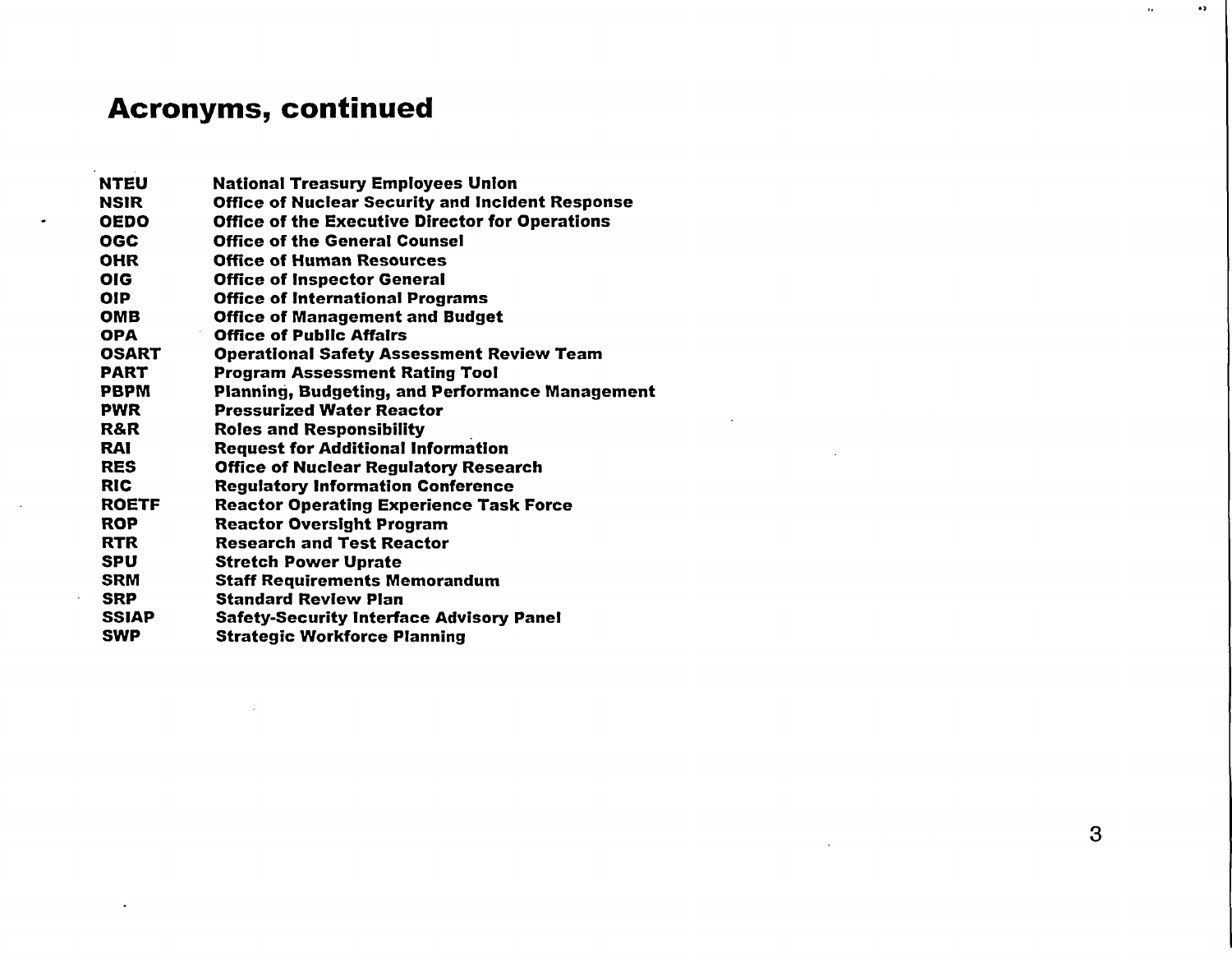# Acronyms, continued

| | |
|---|---|
| **NTEU** | **National Treasury Employees Union** |
| **NSIR** | **Office of Nuclear Security and Incident Response** |
| **OEDO** | **Office of the Executive Director for Operations** |
| **OGC** | **Office of the General Counsel** |
| **OHR** | **Office of Human Resources** |
| **OIG** | **Office of Inspector General** |
| **OIP** | **Office of International Programs** |
| **OMB** | **Office of Management and Budget** |
| **OPA** | **Office of Public Affairs** |
| **OSART** | **Operational Safety Assessment Review Team** |
| **PART** | **Program Assessment Rating Tool** |
| **PBPM** | **Planning, Budgeting, and Performance Management** |
| **PWR** | **Pressurized Water Reactor** |
| **R&R** | **Roles and Responsibility** |
| **RAI** | **Request for Additional Information** |
| **RES** | **Office of Nuclear Regulatory Research** |
| **RIC** | **Regulatory Information Conference** |
| **ROETF** | **Reactor Operating Experience Task Force** |
| **ROP** | **Reactor Oversight Program** |
| **RTR** | **Research and Test Reactor** |
| **SPU** | **Stretch Power Uprate** |
| **SRM** | **Staff Requirements Memorandum** |
| **SRP** | **Standard Review Plan** |
| **SSIAP** | **Safety-Security Interface Advisory Panel** |
| **SWP** | **Strategic Workforce Planning** |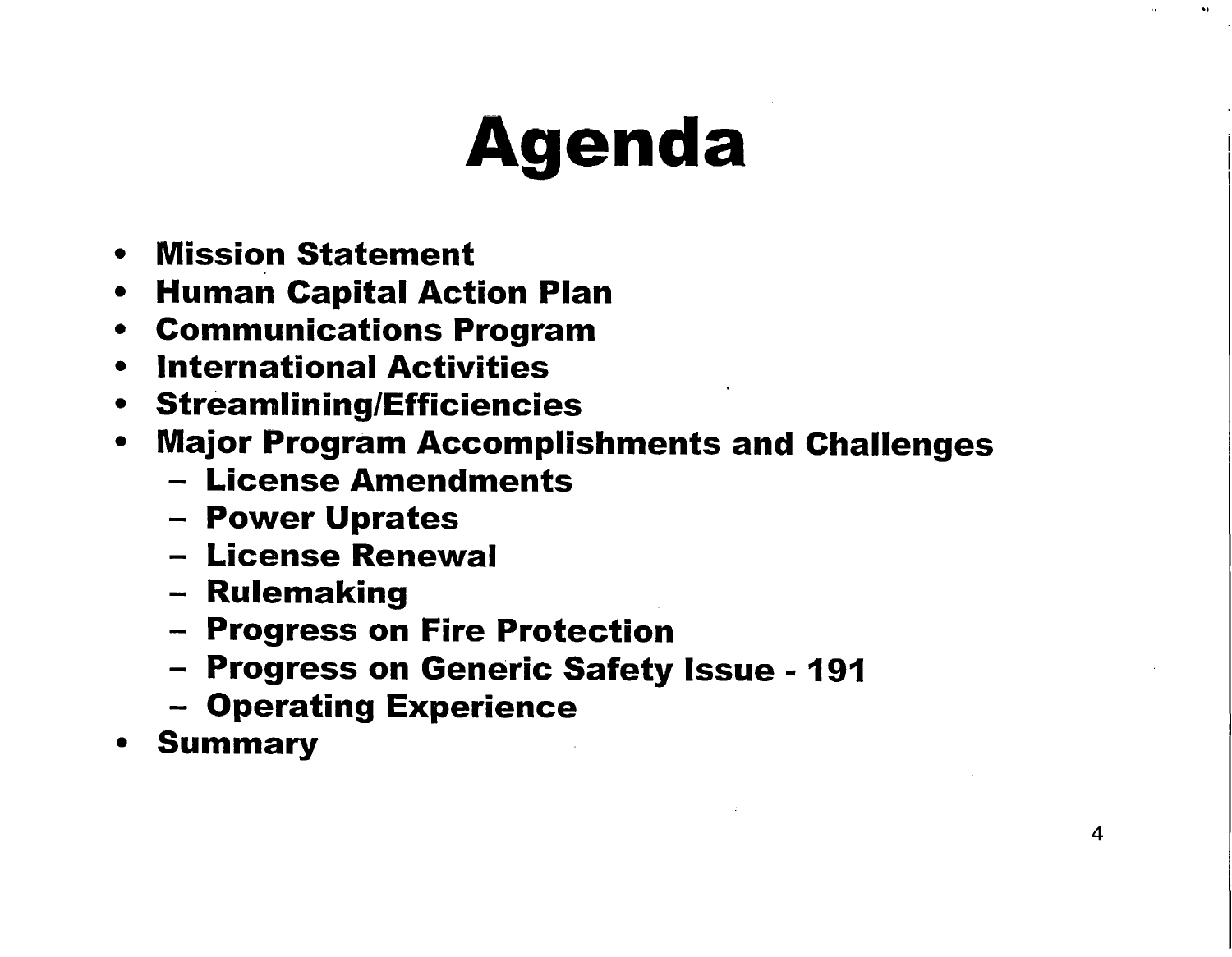# Agenda

- Mission Statement
- Human Capital Action Plan
- Communications Program
- International Activities
- Streamlining/Efficiencies
- Major Program Accomplishments and Challenges
  - License Amendments
  - Power Uprates
  - License Renewal
  - Rulemaking
  - Progress on Fire Protection
  - Progress on Generic Safety Issue - 191
  - Operating Experience
- Summary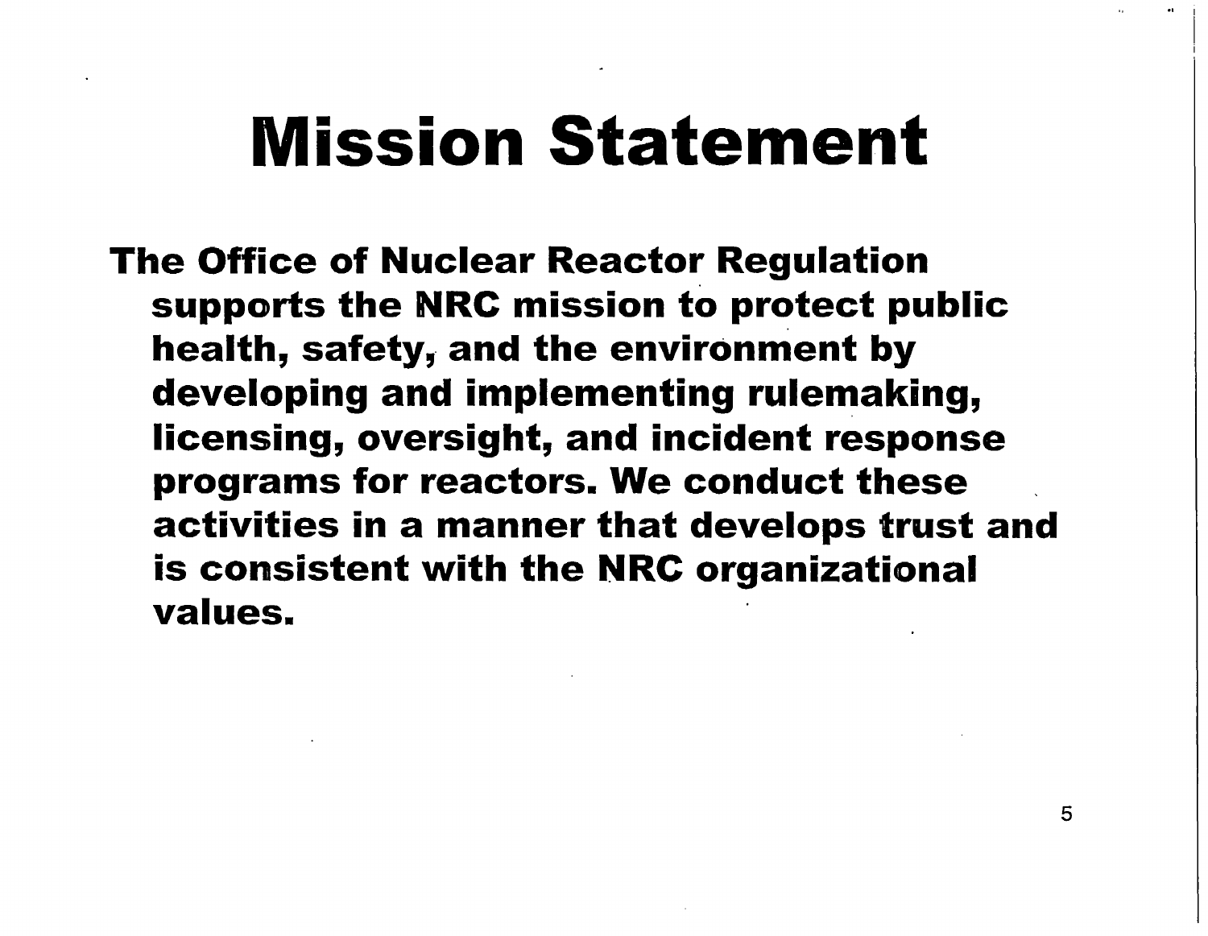# Mission Statement

**The Office of Nuclear Reactor Regulation supports the NRC mission to protect public health, safety, and the environment by developing and implementing rulemaking, licensing, oversight, and incident response programs for reactors. We conduct these activities in a manner that develops trust and is consistent with the NRC organizational values.**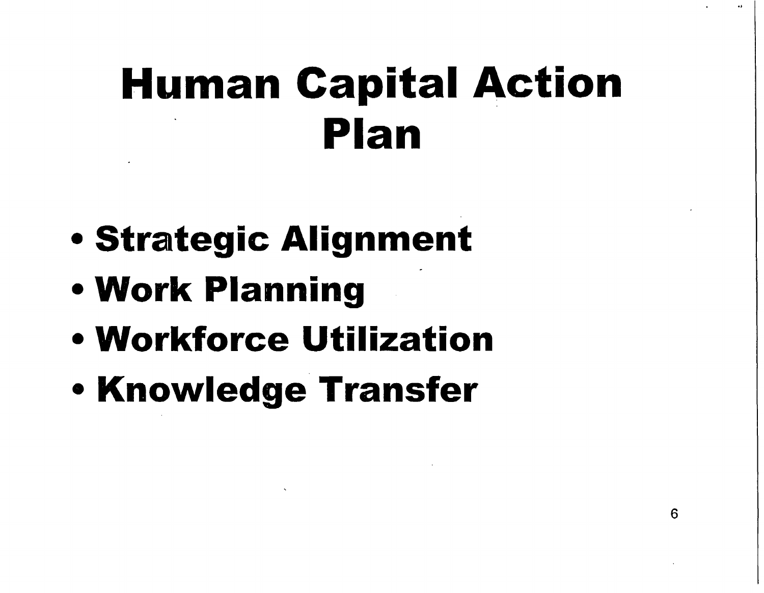# Human Capital Action Plan

- **Strategic Alignment**
- **Work Planning**
- **Workforce Utilization**
- **Knowledge Transfer**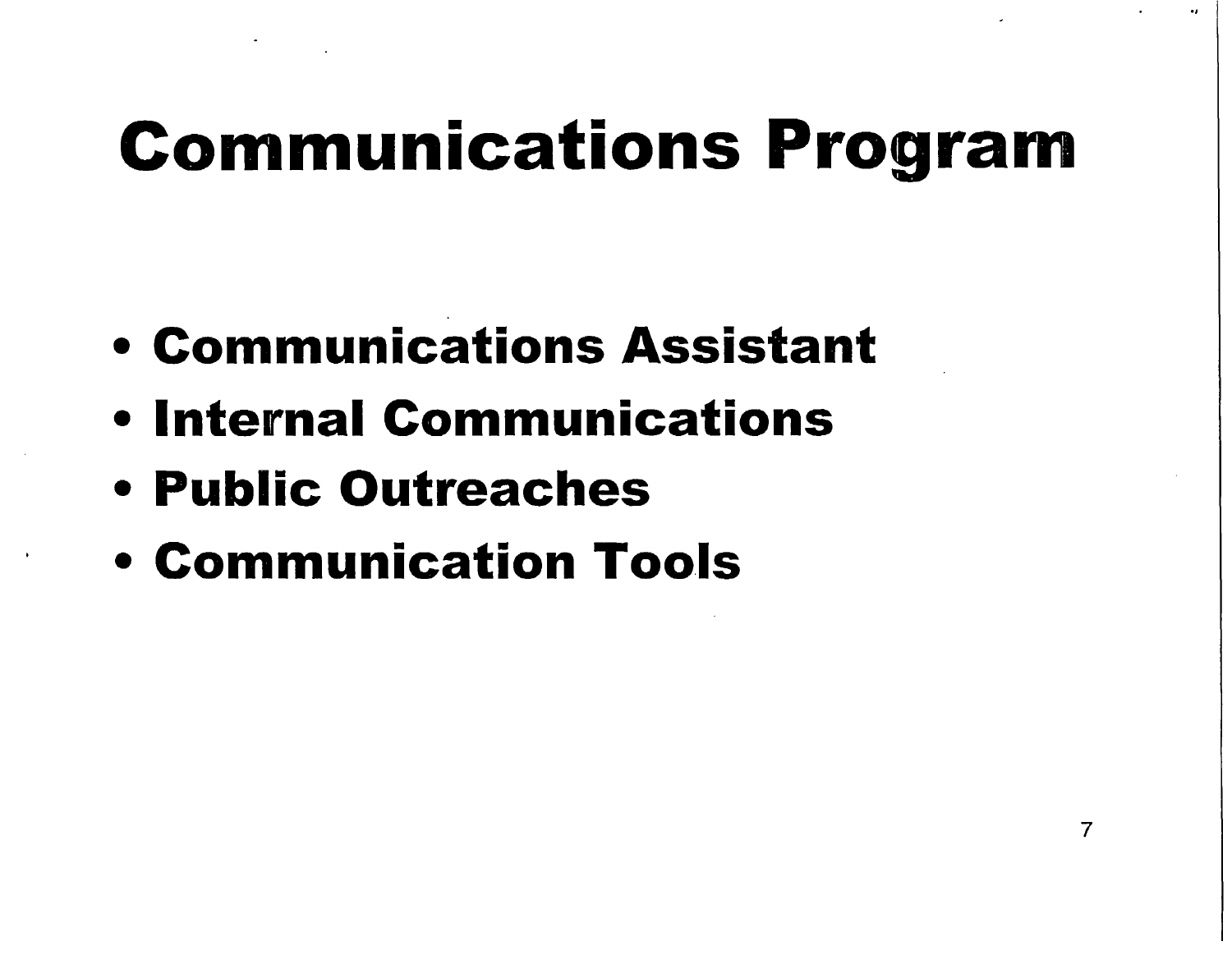# Communications Program

- Communications Assistant
- Internal Communications
- Public Outreaches
- Communication Tools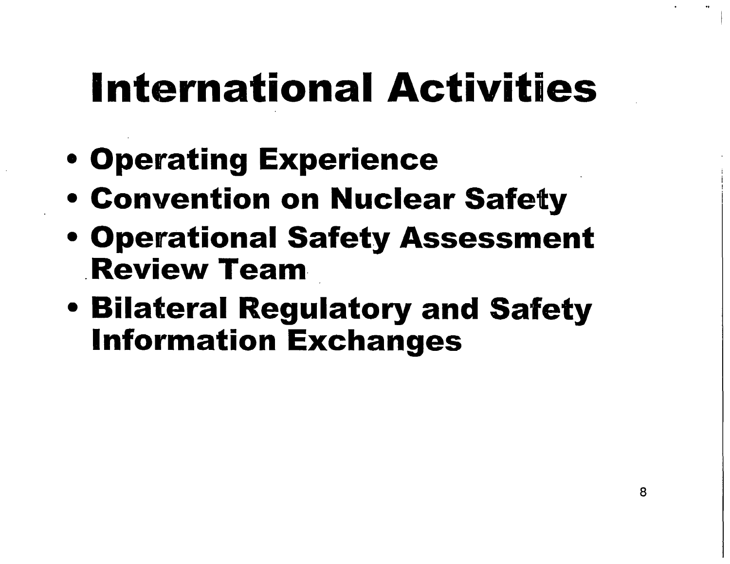# International Activities

- Operating Experience
- Convention on Nuclear Safety
- Operational Safety Assessment Review Team
- Bilateral Regulatory and Safety Information Exchanges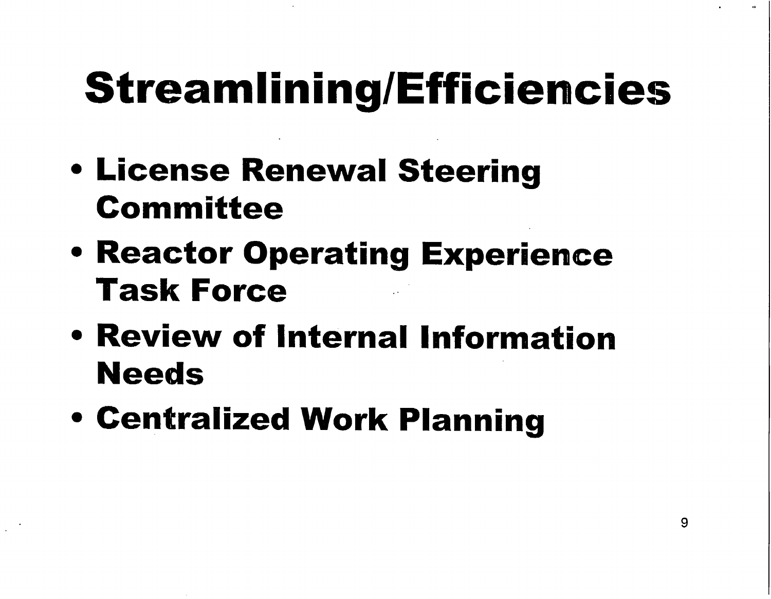# Streamlining/Efficiencies

- License Renewal Steering Committee
- Reactor Operating Experience Task Force
- Review of Internal Information Needs
- Centralized Work Planning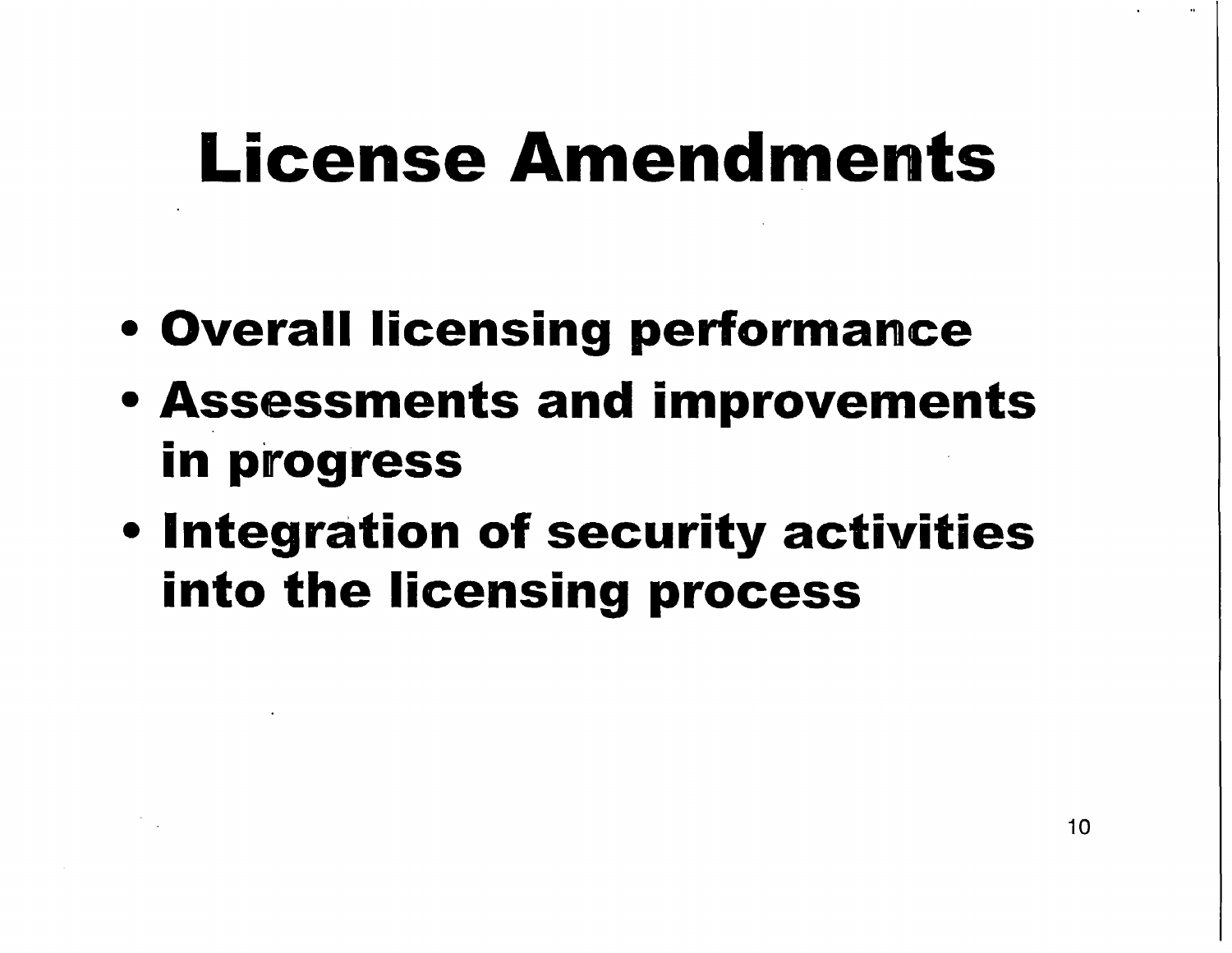# License Amendments

- Overall licensing performance
- Assessments and improvements in progress
- Integration of security activities into the licensing process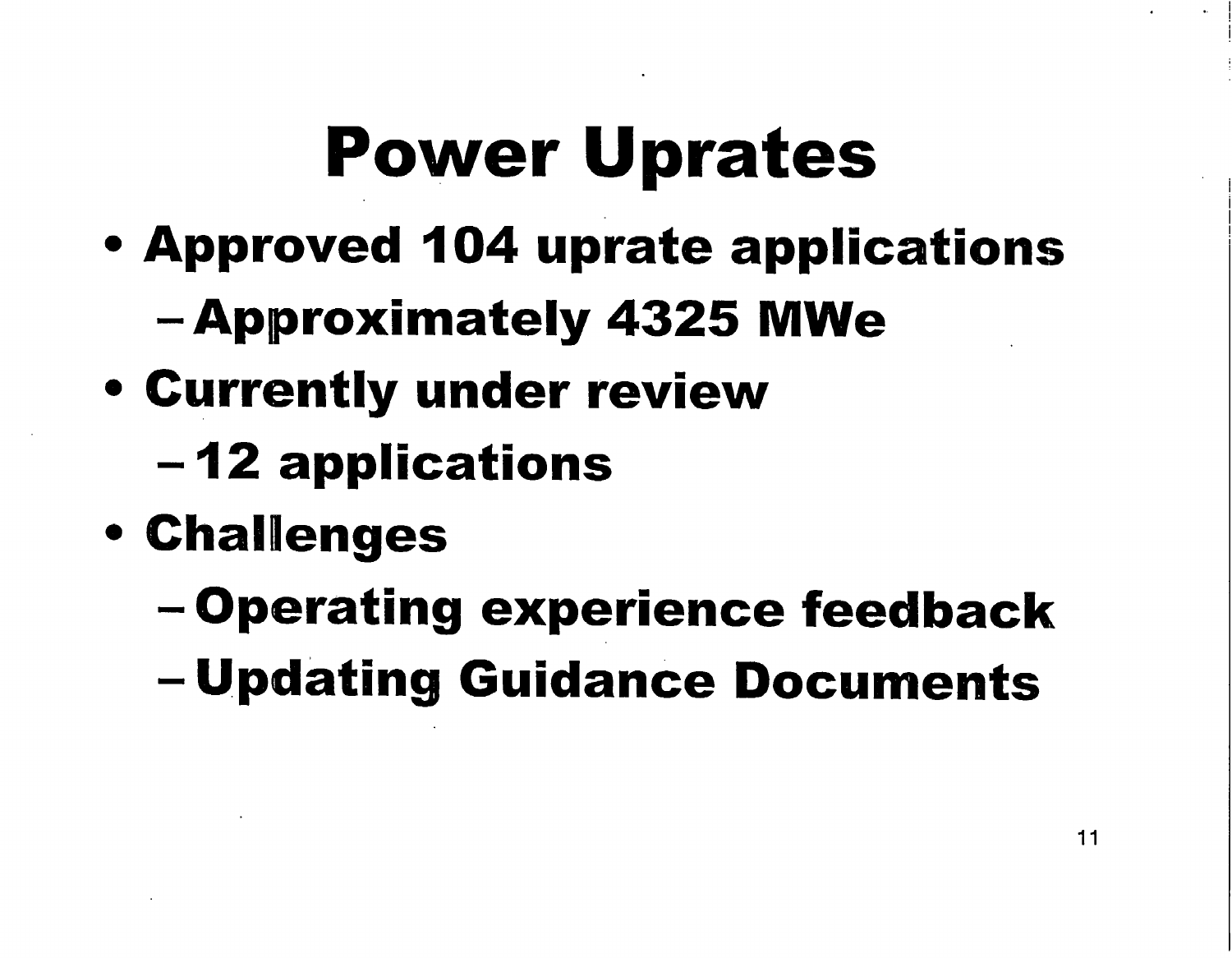# Power Uprates

- Approved 104 uprate applications
  - Approximately 4325 MWe
- Currently under review
  - 12 applications
- Challenges
  - Operating experience feedback
  - Updating Guidance Documents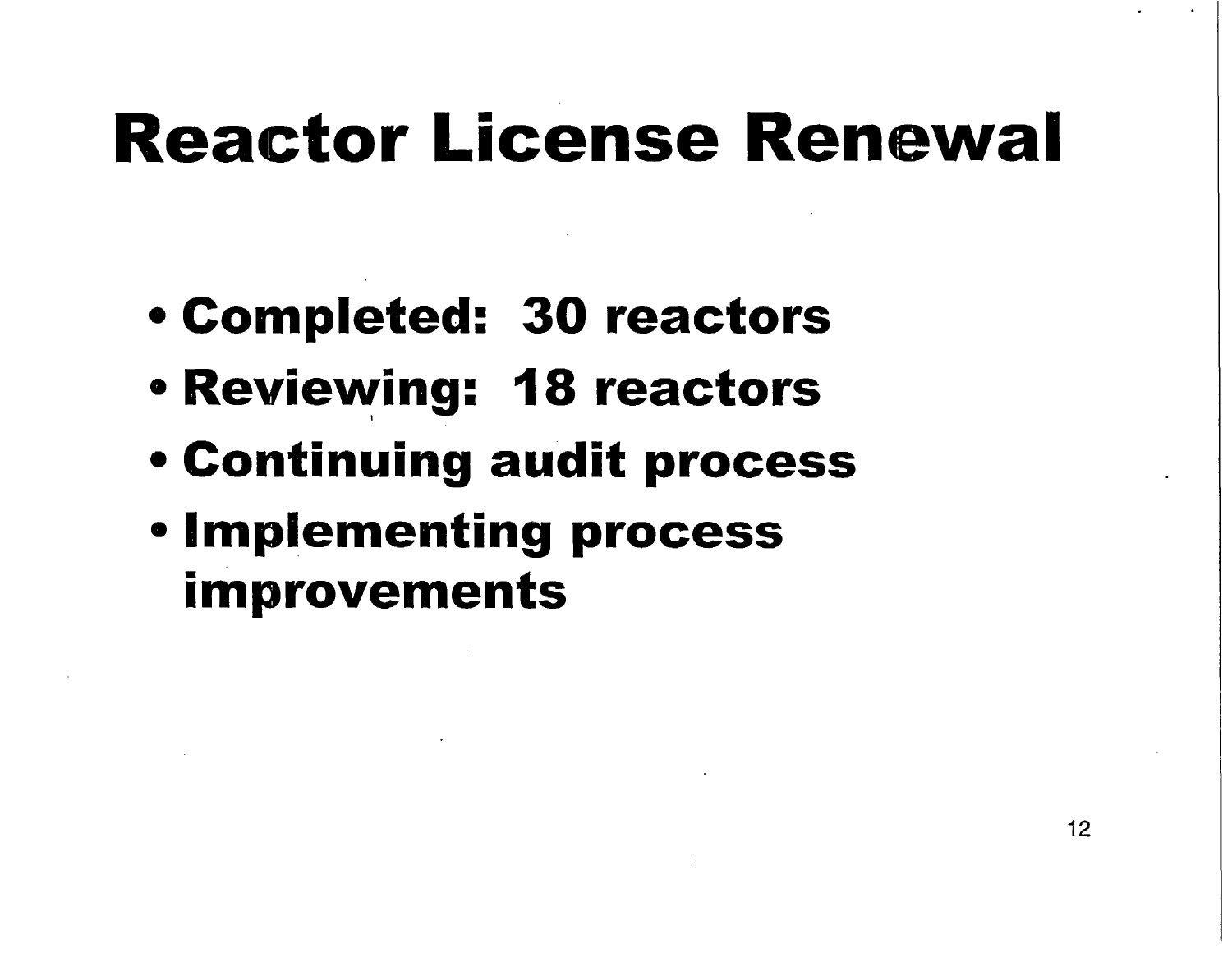# Reactor License Renewal

- Completed: 30 reactors
- Reviewing: 18 reactors
- Continuing audit process
- Implementing process improvements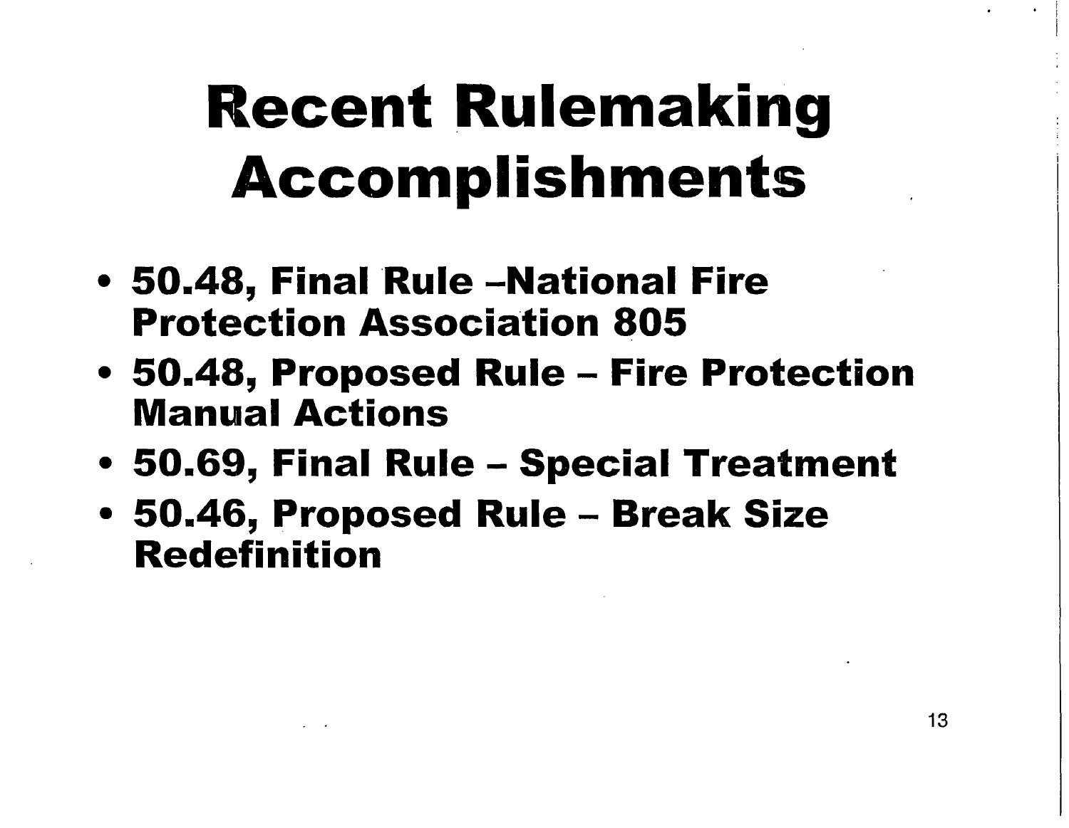# Recent Rulemaking Accomplishments

- **50.48, Final Rule –National Fire Protection Association 805**
- **50.48, Proposed Rule – Fire Protection Manual Actions**
- **50.69, Final Rule – Special Treatment**
- **50.46, Proposed Rule – Break Size Redefinition**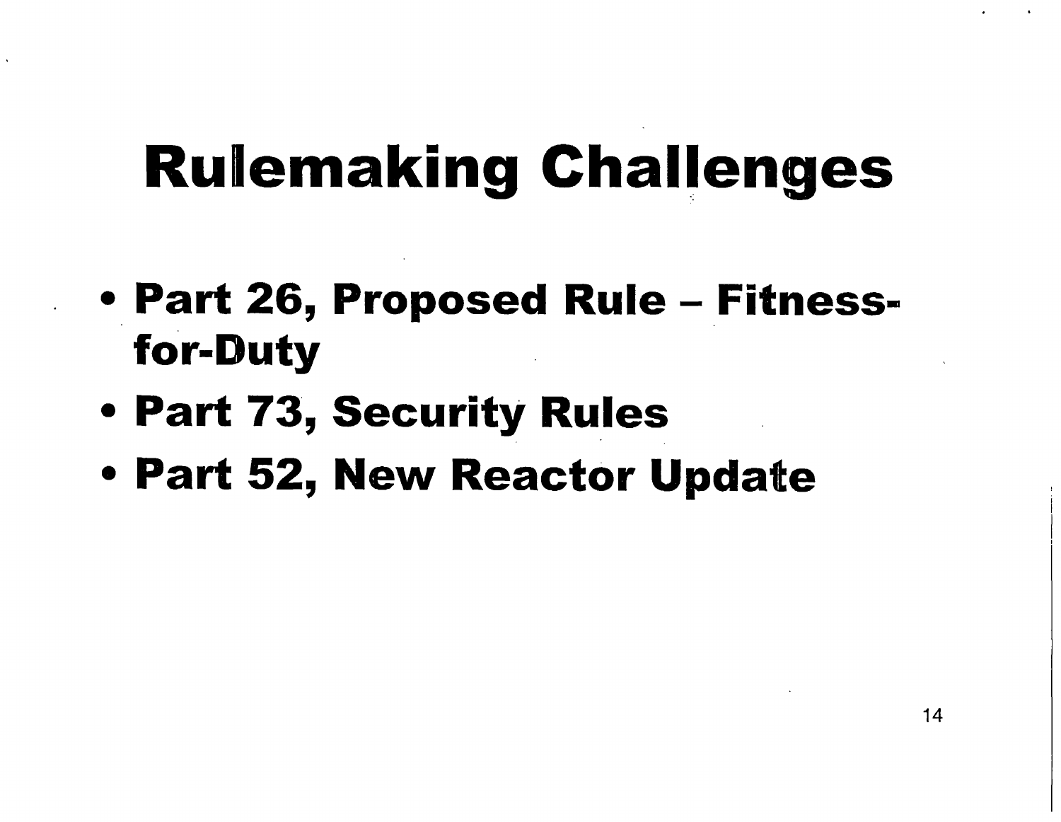# Rulemaking Challenges

- **Part 26, Proposed Rule – Fitness-for-Duty**
- **Part 73, Security Rules**
- **Part 52, New Reactor Update**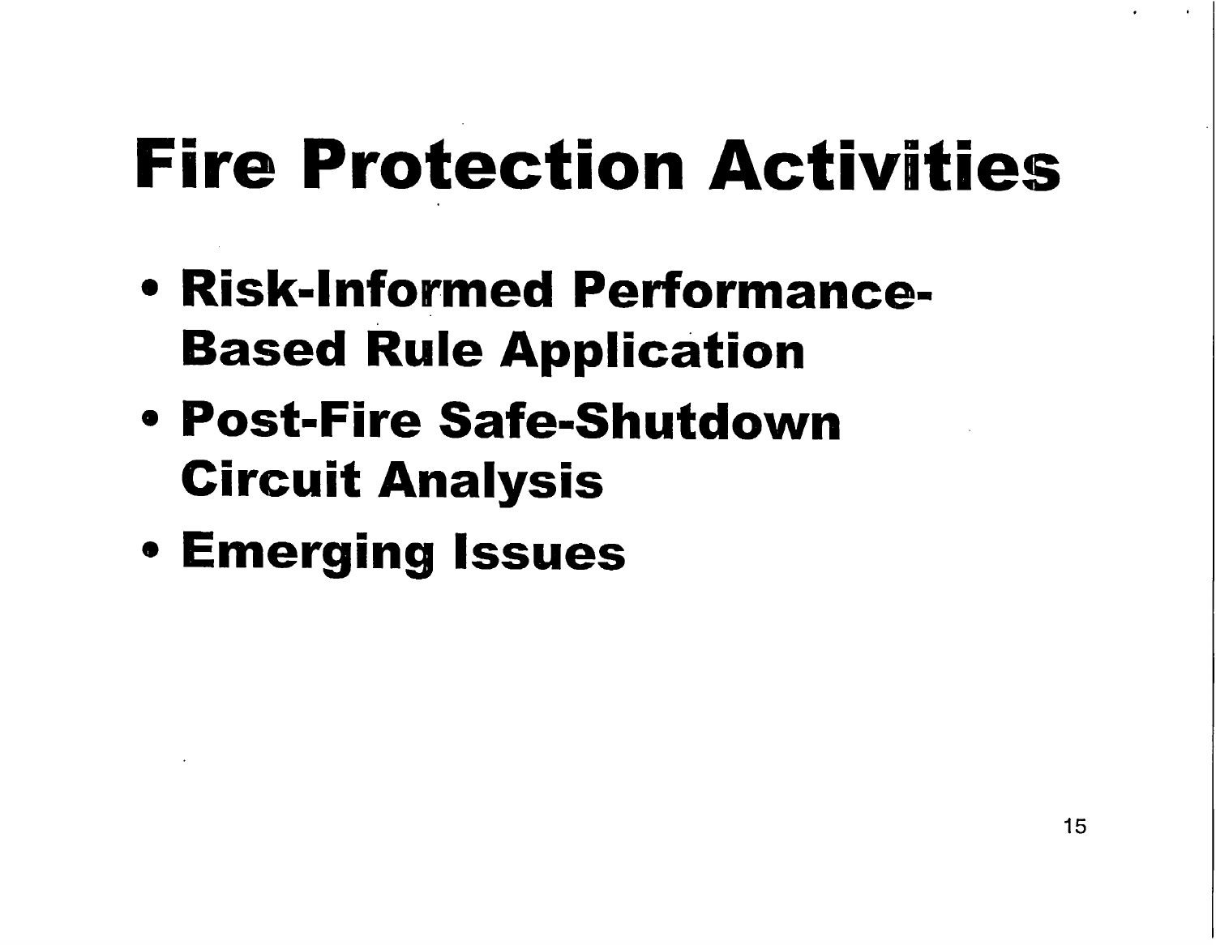# Fire Protection Activities

- **Risk-Informed Performance-Based Rule Application**
- **Post-Fire Safe-Shutdown Circuit Analysis**
- **Emerging Issues**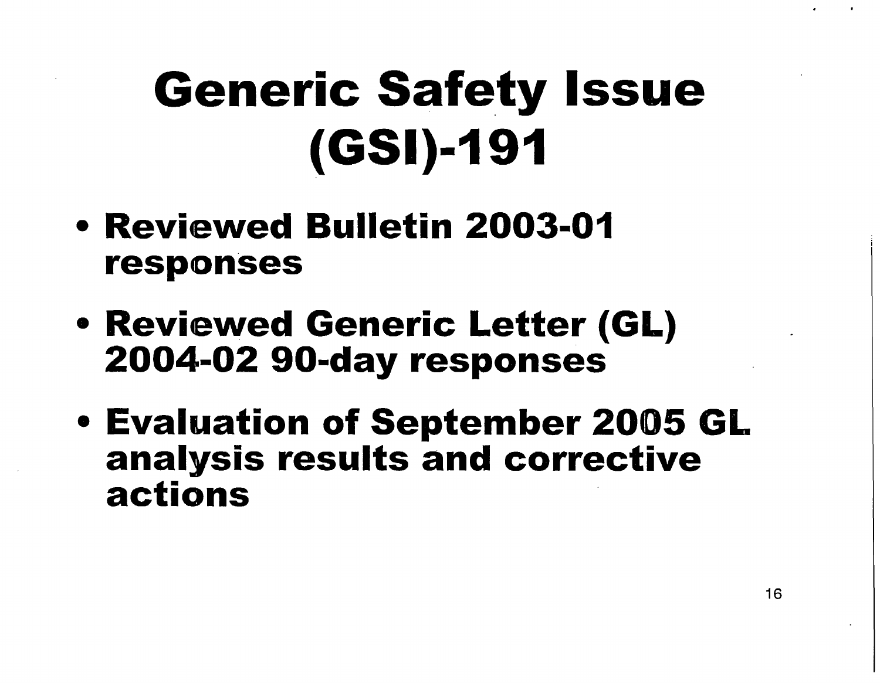# Generic Safety Issue (GSI)-191

- Reviewed Bulletin 2003-01 responses
- Reviewed Generic Letter (GL) 2004-02 90-day responses
- Evaluation of September 2005 GL analysis results and corrective actions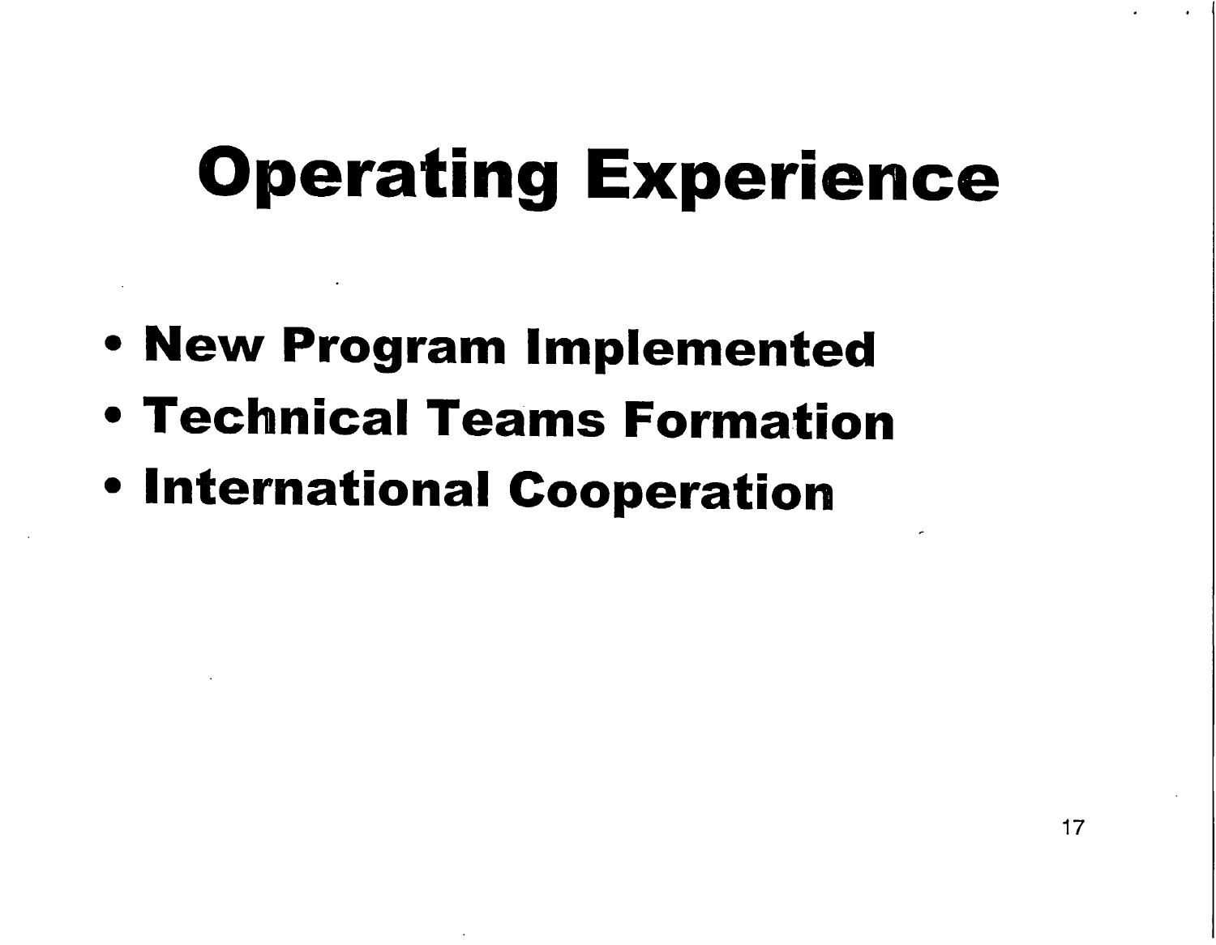# Operating Experience

- New Program Implemented
- Technical Teams Formation
- International Cooperation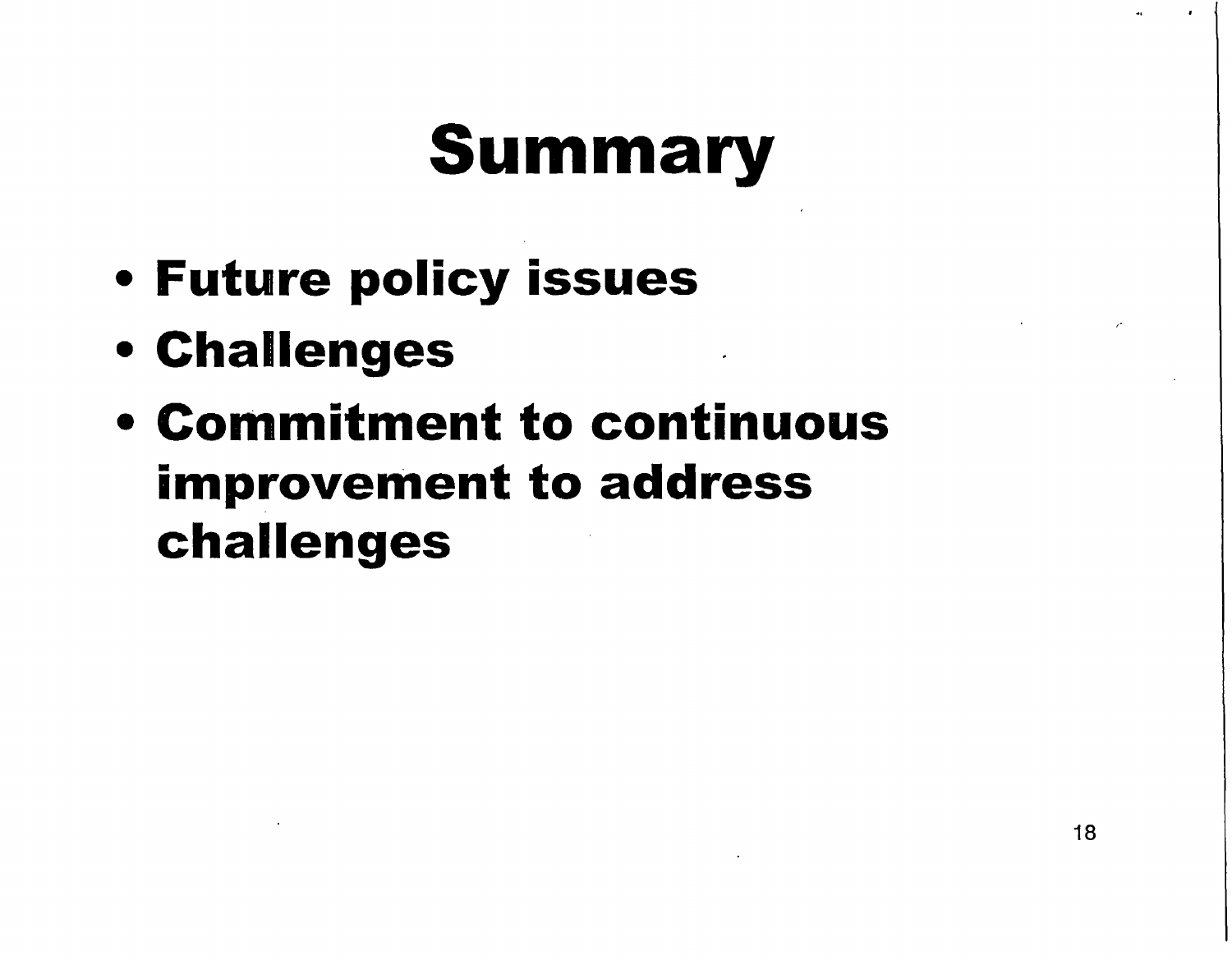# Summary

- Future policy issues
- Challenges
- Commitment to continuous improvement to address challenges